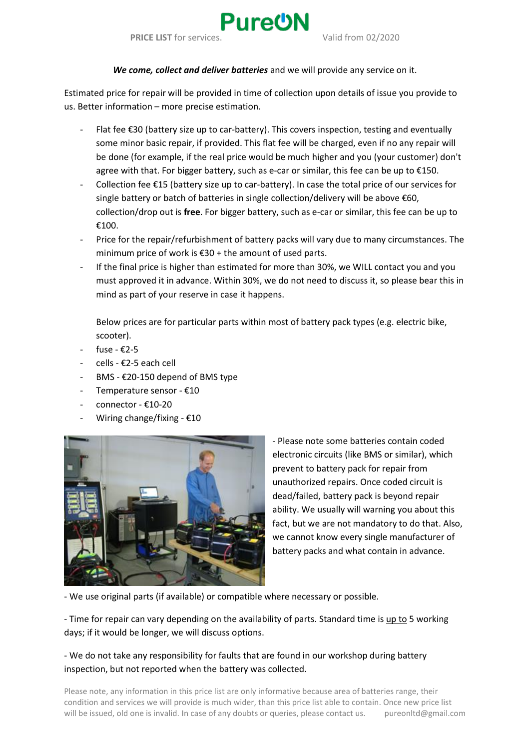# PureON

**PRICE LIST** for services. Valid from 02/2020

***We come, collect and deliver batteries*** and we will provide any service on it.

Estimated price for repair will be provided in time of collection upon details of issue you provide to us. Better information – more precise estimation.

- Flat fee €30 (battery size up to car-battery). This covers inspection, testing and eventually some minor basic repair, if provided. This flat fee will be charged, even if no any repair will be done (for example, if the real price would be much higher and you (your customer) don't agree with that. For bigger battery, such as e-car or similar, this fee can be up to €150.
- Collection fee €15 (battery size up to car-battery). In case the total price of our services for single battery or batch of batteries in single collection/delivery will be above €60, collection/drop out is **free**. For bigger battery, such as e-car or similar, this fee can be up to €100.
- Price for the repair/refurbishment of battery packs will vary due to many circumstances. The minimum price of work is €30 + the amount of used parts.
- If the final price is higher than estimated for more than 30%, we WILL contact you and you must approved it in advance. Within 30%, we do not need to discuss it, so please bear this in mind as part of your reserve in case it happens.

  Below prices are for particular parts within most of battery pack types (e.g. electric bike, scooter).
- fuse - €2-5
- cells - €2-5 each cell
- BMS - €20-150 depend of BMS type
- Temperature sensor - €10
- connector - €10-20
- Wiring change/fixing - €10

- Please note some batteries contain coded electronic circuits (like BMS or similar), which prevent to battery pack for repair from unauthorized repairs. Once coded circuit is dead/failed, battery pack is beyond repair ability. We usually will warning you about this fact, but we are not mandatory to do that. Also, we cannot know every single manufacturer of battery packs and what contain in advance.

- We use original parts (if available) or compatible where necessary or possible.

- Time for repair can vary depending on the availability of parts. Standard time is up to 5 working days; if it would be longer, we will discuss options.

- We do not take any responsibility for faults that are found in our workshop during battery inspection, but not reported when the battery was collected.

Please note, any information in this price list are only informative because area of batteries range, their condition and services we will provide is much wider, than this price list able to contain. Once new price list will be issued, old one is invalid. In case of any doubts or queries, please contact us. pureonltd@gmail.com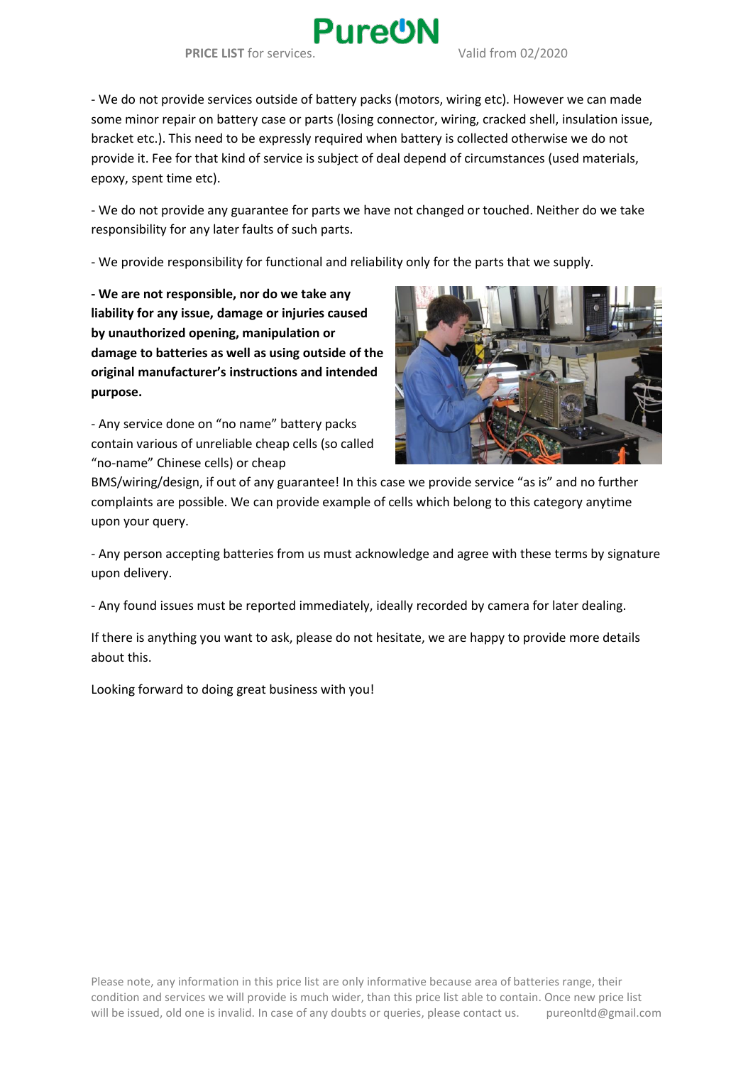- We do not provide services outside of battery packs (motors, wiring etc). However we can made some minor repair on battery case or parts (losing connector, wiring, cracked shell, insulation issue, bracket etc.). This need to be expressly required when battery is collected otherwise we do not provide it. Fee for that kind of service is subject of deal depend of circumstances (used materials, epoxy, spent time etc).

- We do not provide any guarantee for parts we have not changed or touched. Neither do we take responsibility for any later faults of such parts.

- We provide responsibility for functional and reliability only for the parts that we supply.

**- We are not responsible, nor do we take any liability for any issue, damage or injuries caused by unauthorized opening, manipulation or damage to batteries as well as using outside of the original manufacturer's instructions and intended purpose.**

- Any service done on "no name" battery packs contain various of unreliable cheap cells (so called "no-name" Chinese cells) or cheap BMS/wiring/design, if out of any guarantee! In this case we provide service "as is" and no further complaints are possible. We can provide example of cells which belong to this category anytime upon your query.

- Any person accepting batteries from us must acknowledge and agree with these terms by signature upon delivery.

- Any found issues must be reported immediately, ideally recorded by camera for later dealing.

If there is anything you want to ask, please do not hesitate, we are happy to provide more details about this.

Looking forward to doing great business with you!

Please note, any information in this price list are only informative because area of batteries range, their condition and services we will provide is much wider, than this price list able to contain. Once new price list will be issued, old one is invalid. In case of any doubts or queries, please contact us. pureonltd@gmail.com